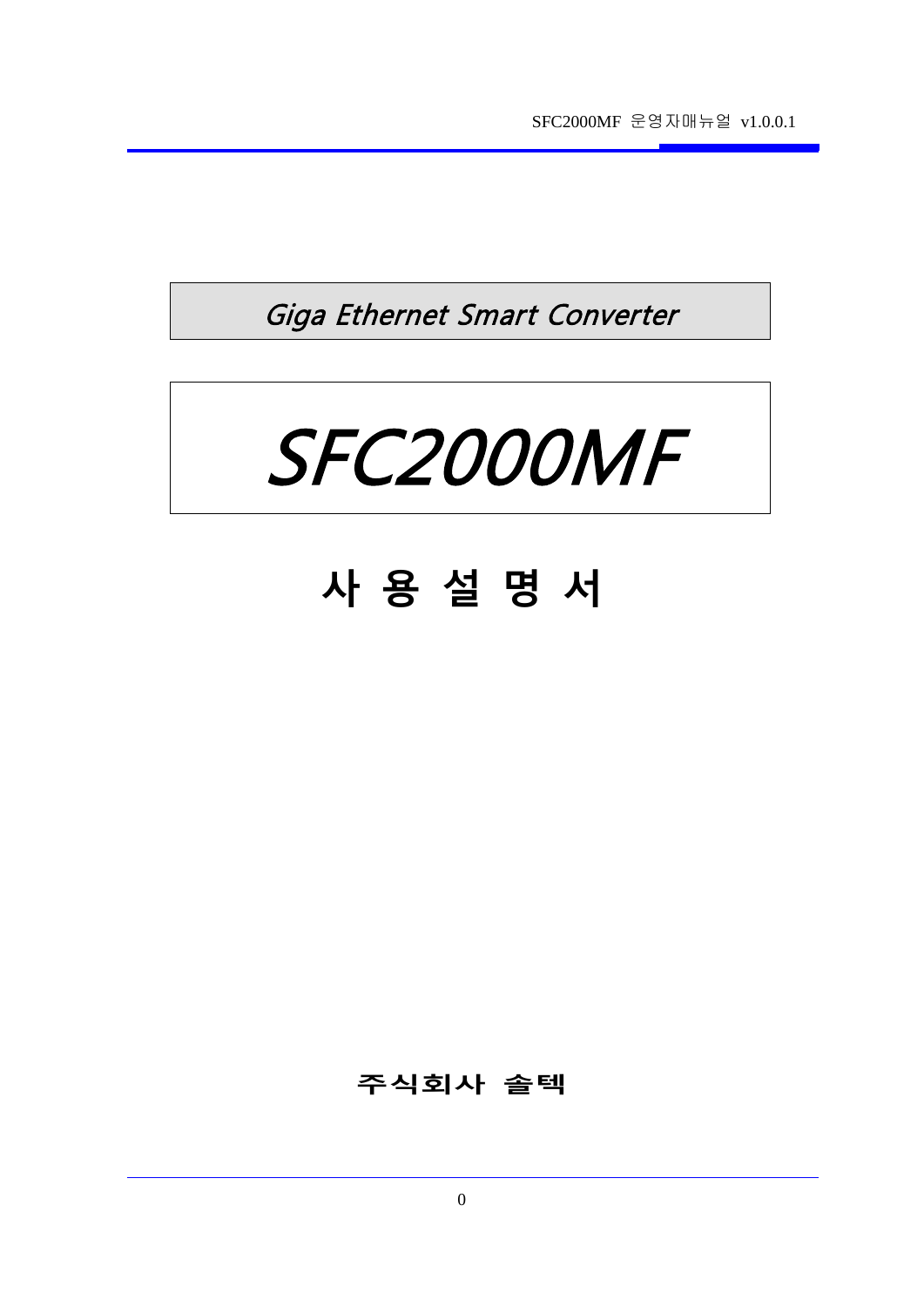*Giga Ethernet Smart Converter*

# *SFC2000MF*

# 사 용 설 명 서

**주식회사 솔텍**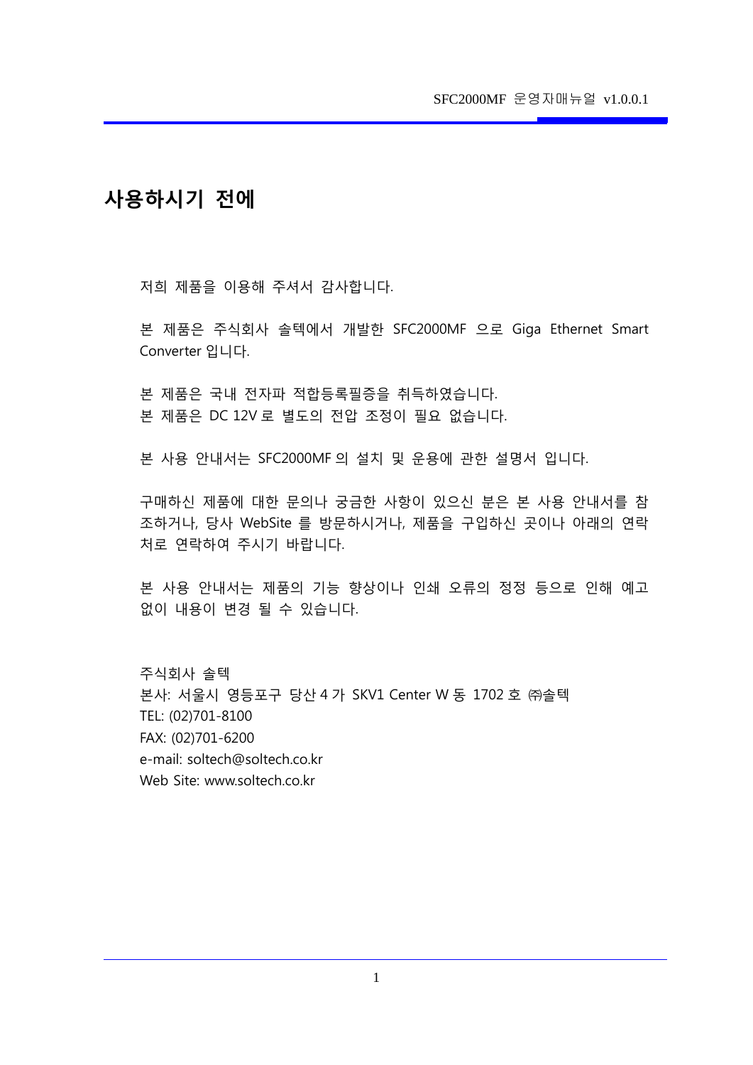# 사용하시기 전에

저희 제품을 이용해 주셔서 감사합니다.

본 제품은 주식회사 솔텍에서 개발한 SFC2000MF 으로 Giga Ethernet Smart Converter 입니다.

본 제품은 국내 전자파 적합등록필증을 취득하였습니다.
본 제품은 DC 12V 로 별도의 전압 조정이 필요 없습니다.

본 사용 안내서는 SFC2000MF 의 설치 및 운용에 관한 설명서 입니다.

구매하신 제품에 대한 문의나 궁금한 사항이 있으신 분은 본 사용 안내서를 참조하거나, 당사 WebSite 를 방문하시거나, 제품을 구입하신 곳이나 아래의 연락처로 연락하여 주시기 바랍니다.

본 사용 안내서는 제품의 기능 향상이나 인쇄 오류의 정정 등으로 인해 예고 없이 내용이 변경 될 수 있습니다.

주식회사 솔텍
본사: 서울시 영등포구 당산 4 가 SKV1 Center W 동 1702 호 ㈜솔텍
TEL: (02)701-8100
FAX: (02)701-6200
e-mail: soltech@soltech.co.kr
Web Site: www.soltech.co.kr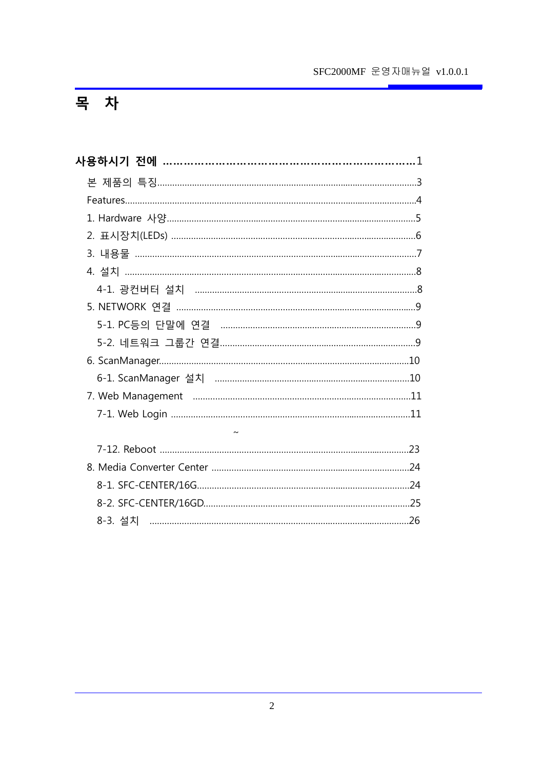# 목 차

**사용하시기 전에 ……………………………………………………………1**

본 제품의 특징.......................................................................................................3

Features....................................................................................................................4

1. Hardware 사양....................................................................................................5

2. 표시장치(LEDs) ..................................................................................................6

3. 내용물 .................................................................................................................7

4. 설치 .....................................................................................................................8

  4-1. 광컨버터 설치 .............................................................................................8

5. NETWORK 연결 ..................................................................................................9

  5-1. PC등의 단말에 연결 ....................................................................................9

  5-2. 네트워크 그룹간 연결....................................................................................9

6. ScanManager........................................................................................................10

  6-1. ScanManager 설치 .......................................................................................10

7. Web Management .................................................................................................11

  7-1. Web Login .....................................................................................................11

~

  7-12. Reboot ..........................................................................................................23

8. Media Converter Center .........................................................................................24

  8-1. SFC-CENTER/16G...........................................................................................24

  8-2. SFC-CENTER/16GD.........................................................................................25

  8-3. 설치 .................................................................................................................26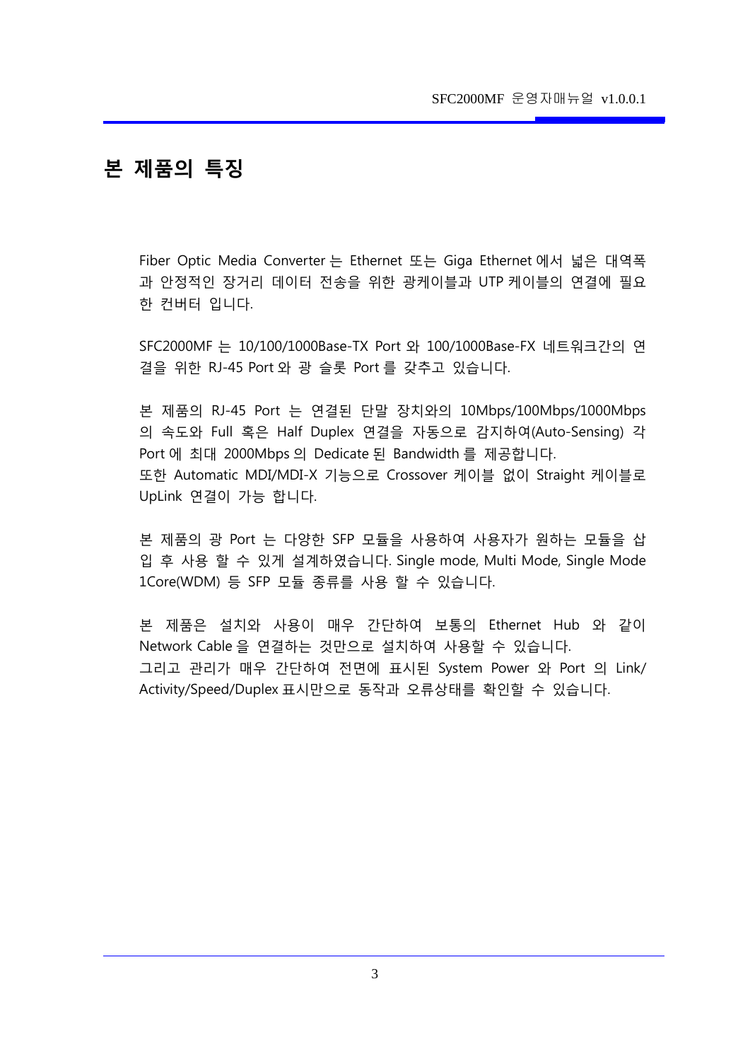# 본 제품의 특징

Fiber Optic Media Converter 는 Ethernet 또는 Giga Ethernet 에서 넓은 대역폭과 안정적인 장거리 데이터 전송을 위한 광케이블과 UTP 케이블의 연결에 필요한 컨버터 입니다.

SFC2000MF 는 10/100/1000Base-TX Port 와 100/1000Base-FX 네트워크간의 연결을 위한 RJ-45 Port 와 광 슬롯 Port 를 갖추고 있습니다.

본 제품의 RJ-45 Port 는 연결된 단말 장치와의 10Mbps/100Mbps/1000Mbps의 속도와 Full 혹은 Half Duplex 연결을 자동으로 감지하여(Auto-Sensing) 각 Port 에 최대 2000Mbps 의 Dedicate 된 Bandwidth 를 제공합니다.
또한 Automatic MDI/MDI-X 기능으로 Crossover 케이블 없이 Straight 케이블로 UpLink 연결이 가능 합니다.

본 제품의 광 Port 는 다양한 SFP 모듈을 사용하여 사용자가 원하는 모듈을 삽입 후 사용 할 수 있게 설계하였습니다. Single mode, Multi Mode, Single Mode 1Core(WDM) 등 SFP 모듈 종류를 사용 할 수 있습니다.

본 제품은 설치와 사용이 매우 간단하여 보통의 Ethernet Hub 와 같이 Network Cable 을 연결하는 것만으로 설치하여 사용할 수 있습니다.
그리고 관리가 매우 간단하여 전면에 표시된 System Power 와 Port 의 Link/Activity/Speed/Duplex 표시만으로 동작과 오류상태를 확인할 수 있습니다.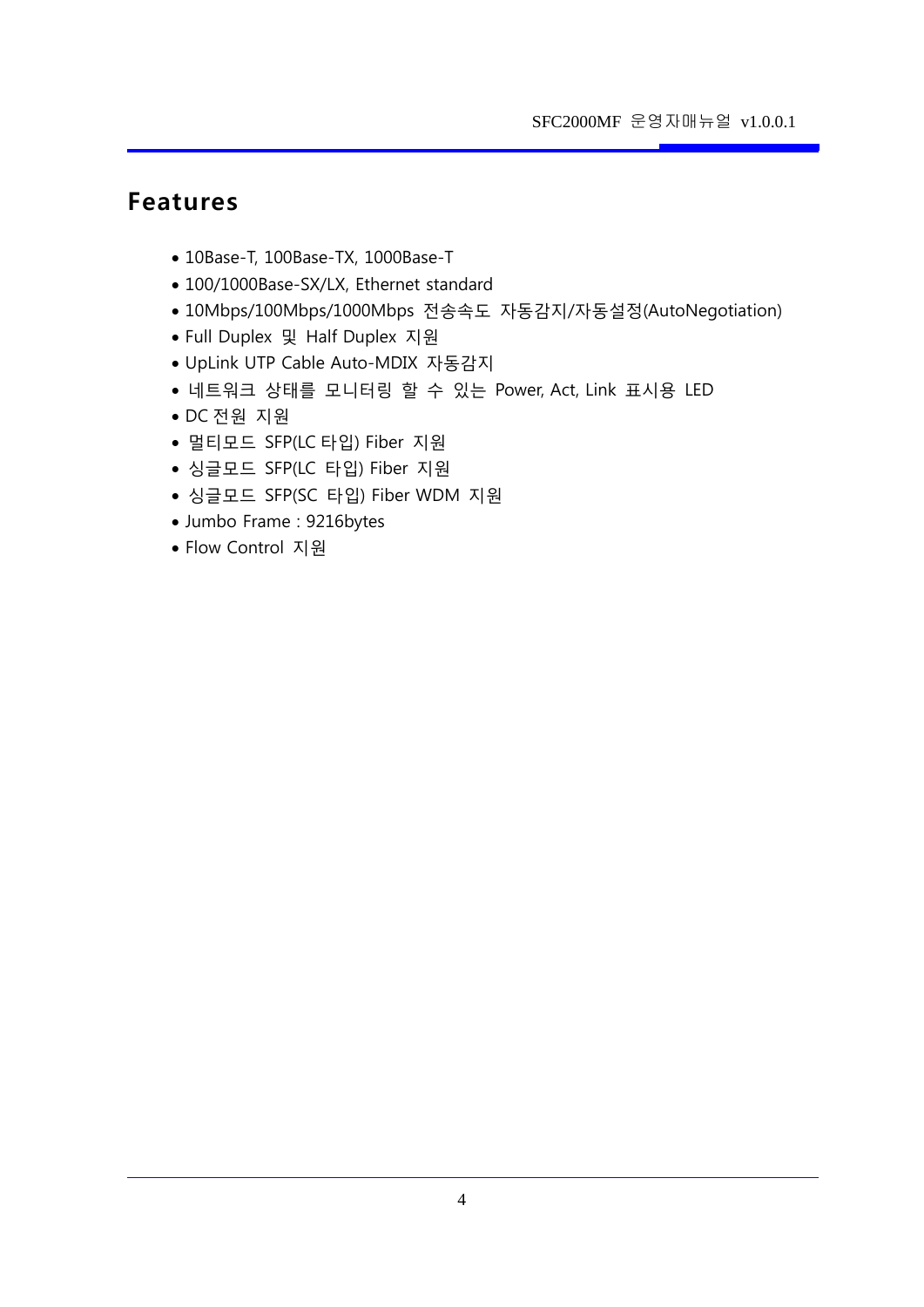# Features

- 10Base-T, 100Base-TX, 1000Base-T
- 100/1000Base-SX/LX, Ethernet standard
- 10Mbps/100Mbps/1000Mbps 전송속도 자동감지/자동설정(AutoNegotiation)
- Full Duplex 및 Half Duplex 지원
- UpLink UTP Cable Auto-MDIX 자동감지
- 네트워크 상태를 모니터링 할 수 있는 Power, Act, Link 표시용 LED
- DC 전원 지원
- 멀티모드 SFP(LC 타입) Fiber 지원
- 싱글모드 SFP(LC 타입) Fiber 지원
- 싱글모드 SFP(SC 타입) Fiber WDM 지원
- Jumbo Frame : 9216bytes
- Flow Control 지원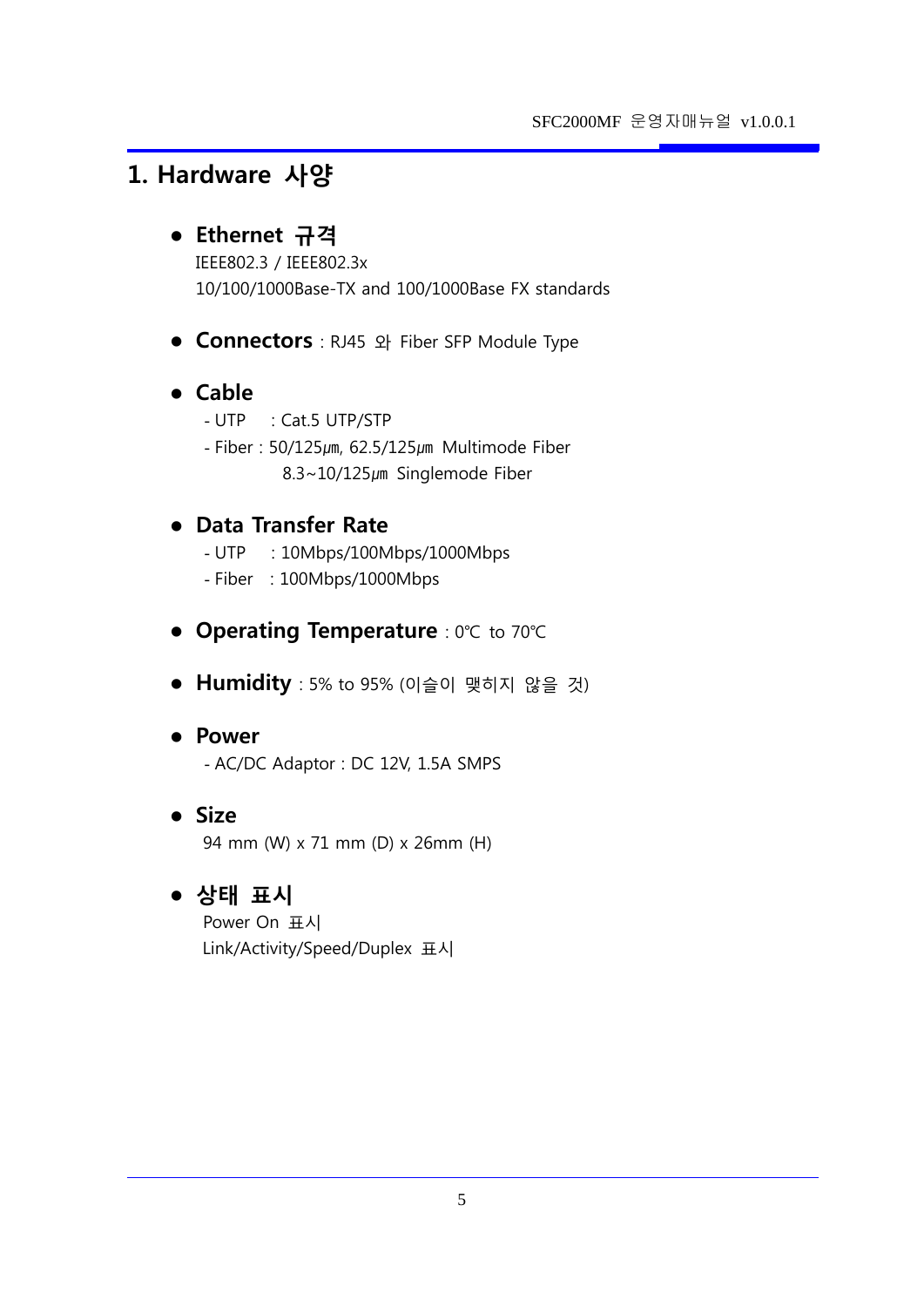# 1. Hardware 사양

- **Ethernet 규격**
  IEEE802.3 / IEEE802.3x
  10/100/1000Base-TX and 100/1000Base FX standards

- **Connectors** : RJ45 와 Fiber SFP Module Type

- **Cable**
  - UTP : Cat.5 UTP/STP
  - Fiber : 50/125㎛, 62.5/125㎛ Multimode Fiber
    8.3~10/125㎛ Singlemode Fiber

- **Data Transfer Rate**
  - UTP : 10Mbps/100Mbps/1000Mbps
  - Fiber : 100Mbps/1000Mbps

- **Operating Temperature** : 0℃ to 70℃

- **Humidity** : 5% to 95% (이슬이 맺히지 않을 것)

- **Power**
  - AC/DC Adaptor : DC 12V, 1.5A SMPS

- **Size**
  94 mm (W) x 71 mm (D) x 26mm (H)

- **상태 표시**
  Power On 표시
  Link/Activity/Speed/Duplex 표시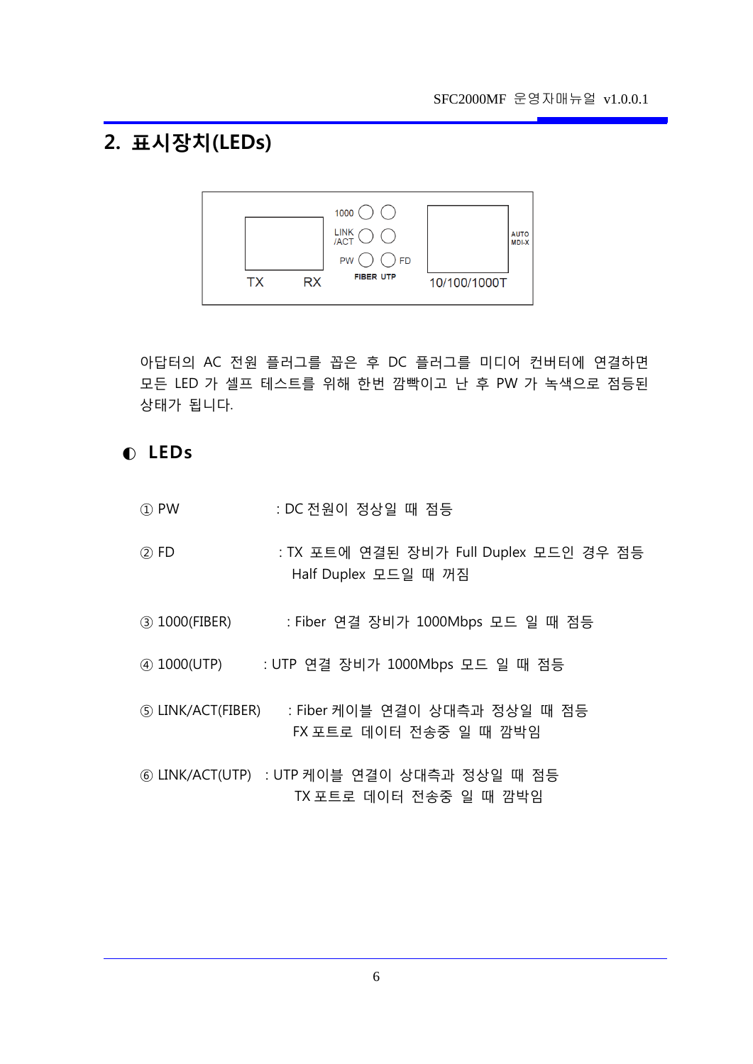## 2. 표시장치(LEDs)

아답터의 AC 전원 플러그를 꼽은 후 DC 플러그를 미디어 컨버터에 연결하면 모든 LED 가 셀프 테스트를 위해 한번 깜빡이고 난 후 PW 가 녹색으로 점등된 상태가 됩니다.

### ◐ LEDs

① PW : DC 전원이 정상일 때 점등

② FD : TX 포트에 연결된 장비가 Full Duplex 모드인 경우 점등
Half Duplex 모드일 때 꺼짐

③ 1000(FIBER) : Fiber 연결 장비가 1000Mbps 모드 일 때 점등

④ 1000(UTP) : UTP 연결 장비가 1000Mbps 모드 일 때 점등

⑤ LINK/ACT(FIBER) : Fiber 케이블 연결이 상대측과 정상일 때 점등
FX 포트로 데이터 전송중 일 때 깜박임

⑥ LINK/ACT(UTP) : UTP 케이블 연결이 상대측과 정상일 때 점등
TX 포트로 데이터 전송중 일 때 깜박임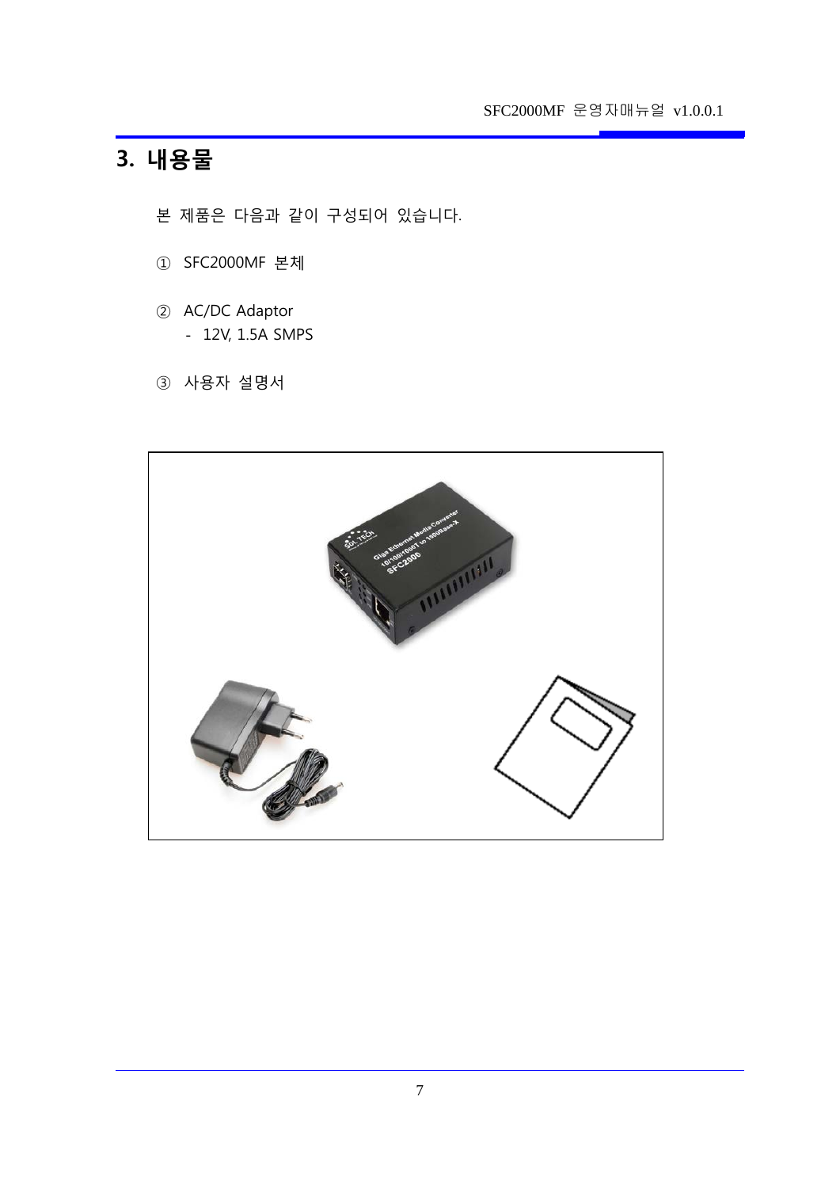# 3. 내용물

본 제품은 다음과 같이 구성되어 있습니다.

① SFC2000MF 본체

② AC/DC Adaptor
   - 12V, 1.5A SMPS

③ 사용자 설명서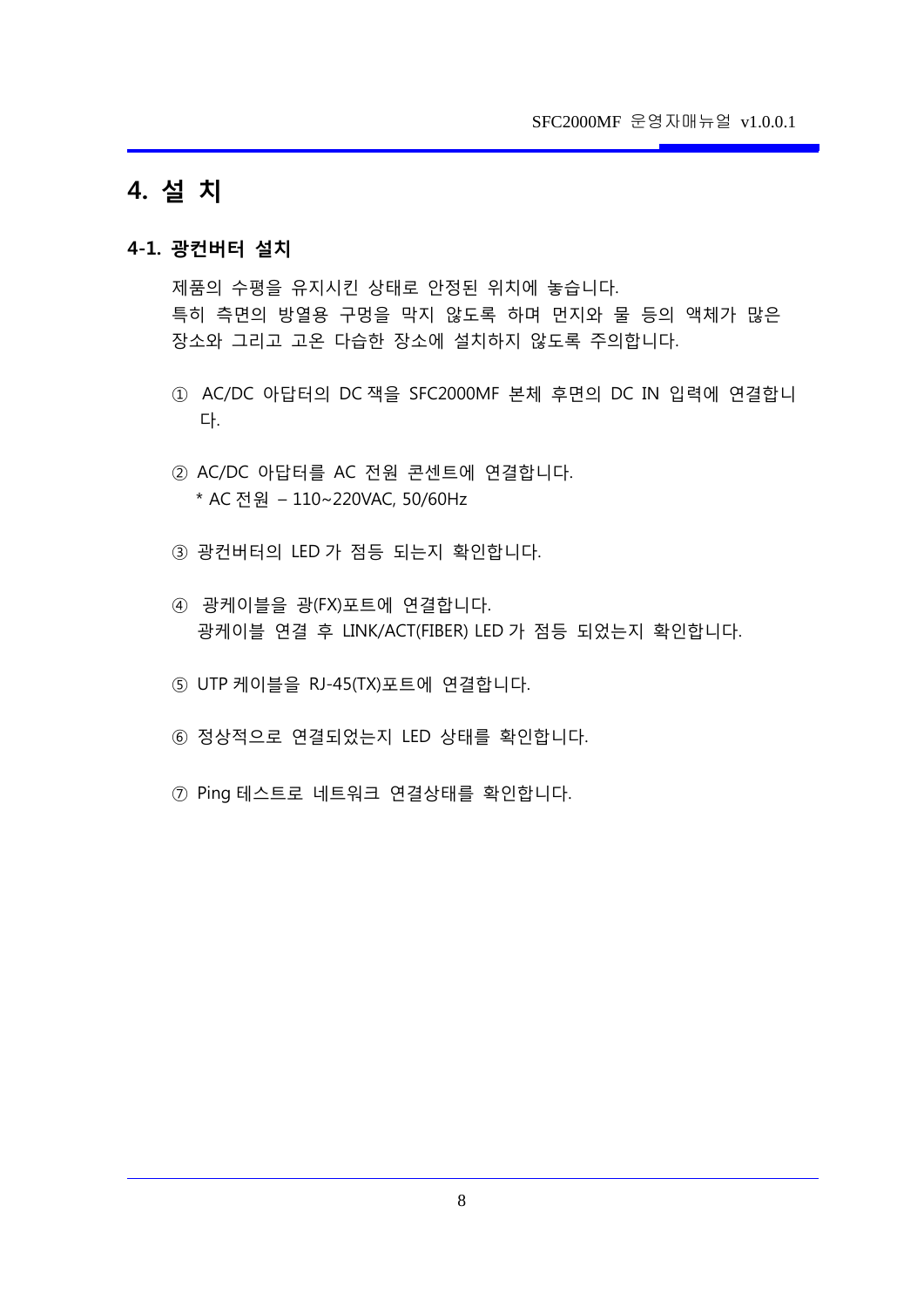# 4. 설 치

## 4-1. 광컨버터 설치

제품의 수평을 유지시킨 상태로 안정된 위치에 놓습니다.
특히 측면의 방열용 구멍을 막지 않도록 하며 먼지와 물 등의 액체가 많은 장소와 그리고 고온 다습한 장소에 설치하지 않도록 주의합니다.

① AC/DC 아답터의 DC 잭을 SFC2000MF 본체 후면의 DC IN 입력에 연결합니다.

② AC/DC 아답터를 AC 전원 콘센트에 연결합니다.
 * AC 전원 – 110~220VAC, 50/60Hz

③ 광컨버터의 LED 가 점등 되는지 확인합니다.

④ 광케이블을 광(FX)포트에 연결합니다.
 광케이블 연결 후 LINK/ACT(FIBER) LED 가 점등 되었는지 확인합니다.

⑤ UTP 케이블을 RJ-45(TX)포트에 연결합니다.

⑥ 정상적으로 연결되었는지 LED 상태를 확인합니다.

⑦ Ping 테스트로 네트워크 연결상태를 확인합니다.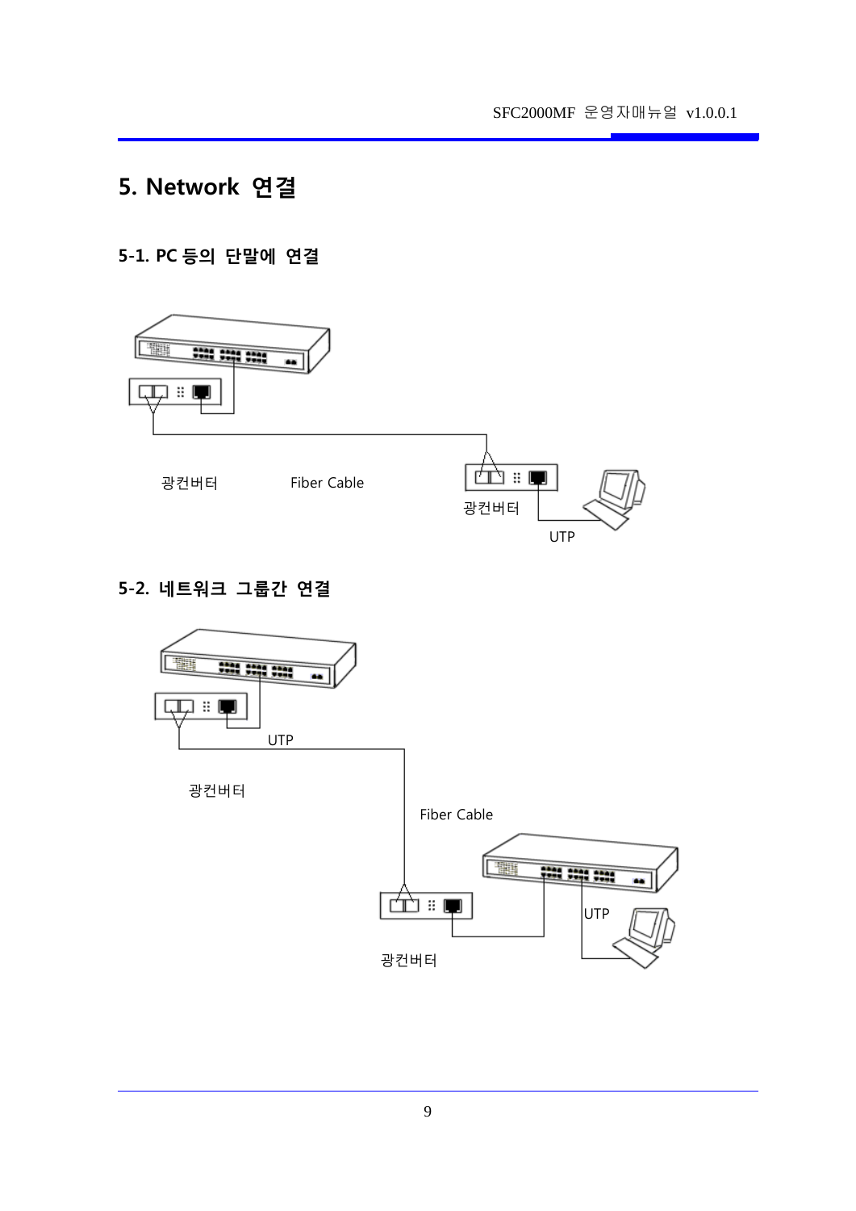# 5. Network 연결

## 5-1. PC 등의 단말에 연결

광컨버터 Fiber Cable

광컨버터

UTP

## 5-2. 네트워크 그룹간 연결

UTP

광컨버터

Fiber Cable

UTP

광컨버터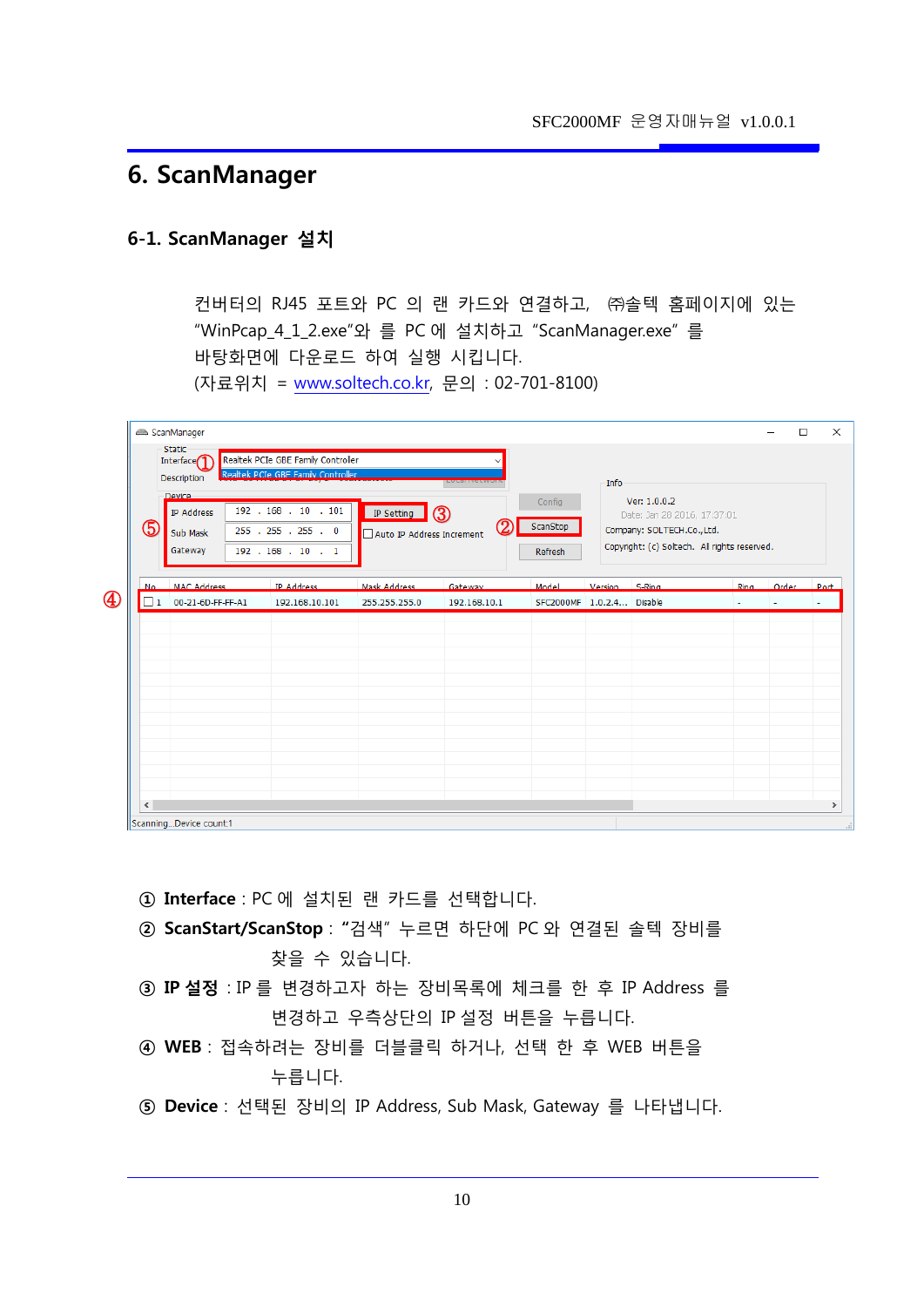# 6. ScanManager

## 6-1. ScanManager 설치

컨버터의 RJ45 포트와 PC 의 랜 카드와 연결하고, ㈜솔텍 홈페이지에 있는 "WinPcap_4_1_2.exe"와 를 PC 에 설치하고 "ScanManager.exe" 를 바탕화면에 다운로드 하여 실행 시킵니다.
(자료위치 = www.soltech.co.kr, 문의 : 02-701-8100)

① **Interface** : PC 에 설치된 랜 카드를 선택합니다.

② **ScanStart/ScanStop** : "검색" 누르면 하단에 PC 와 연결된 솔텍 장비를 찾을 수 있습니다.

③ **IP 설정** : IP 를 변경하고자 하는 장비목록에 체크를 한 후 IP Address 를 변경하고 우측상단의 IP 설정 버튼을 누릅니다.

④ **WEB** : 접속하려는 장비를 더블클릭 하거나, 선택 한 후 WEB 버튼을 누릅니다.

⑤ **Device** : 선택된 장비의 IP Address, Sub Mask, Gateway 를 나타냅니다.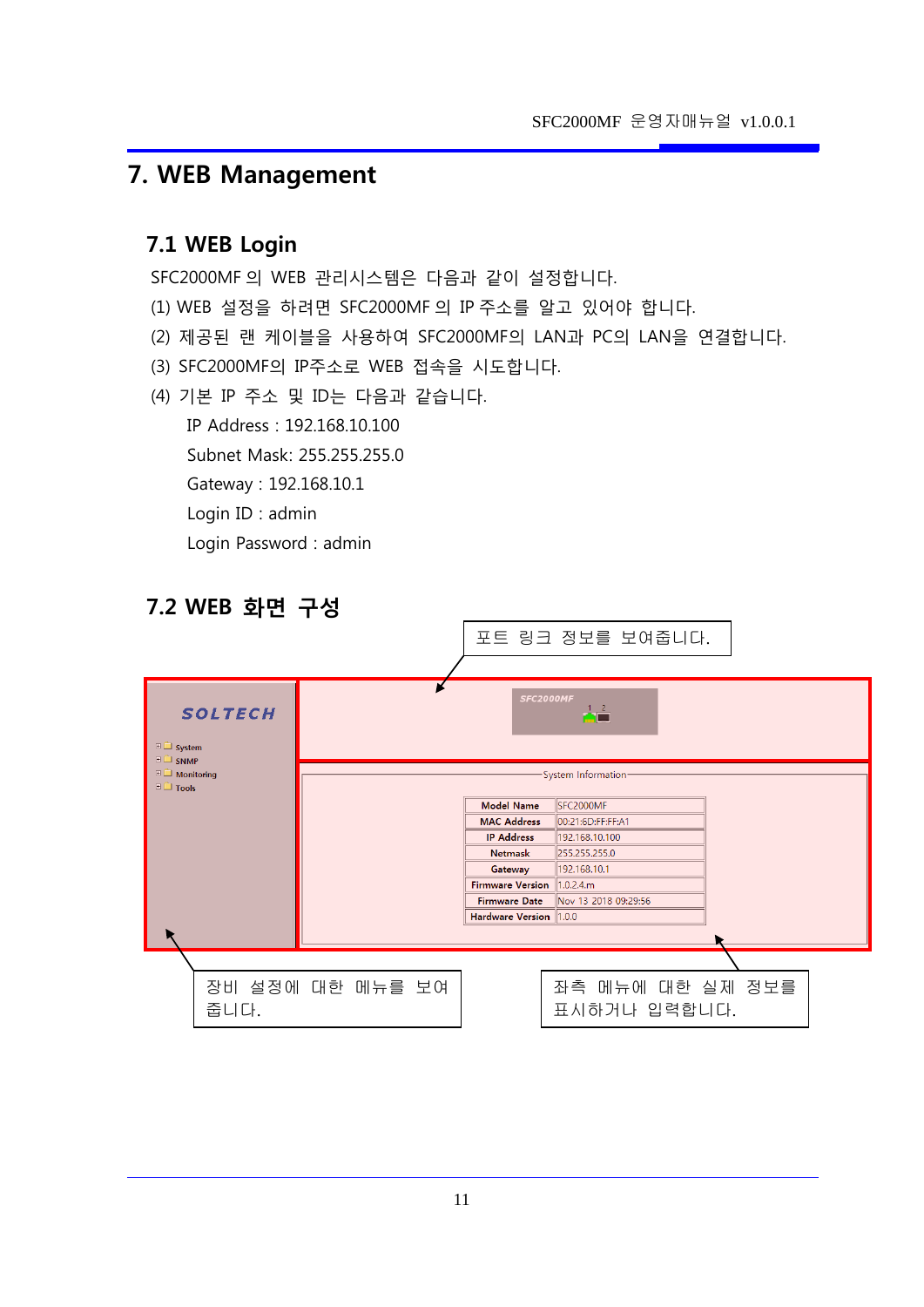# 7. WEB Management

## 7.1 WEB Login

SFC2000MF 의 WEB 관리시스템은 다음과 같이 설정합니다.

(1) WEB 설정을 하려면 SFC2000MF 의 IP 주소를 알고 있어야 합니다.

(2) 제공된 랜 케이블을 사용하여 SFC2000MF의 LAN과 PC의 LAN을 연결합니다.

(3) SFC2000MF의 IP주소로 WEB 접속을 시도합니다.

(4) 기본 IP 주소 및 ID는 다음과 같습니다.

IP Address : 192.168.10.100

Subnet Mask: 255.255.255.0

Gateway : 192.168.10.1

Login ID : admin

Login Password : admin

## 7.2 WEB 화면 구성

포트 링크 정보를 보여줍니다.

SOLTECH

- System
- SNMP
- Monitoring
- Tools

SFC2000MF

System Information

| Model Name | SFC2000MF |
|---|---|
| MAC Address | 00:21:6D:FF:FF:A1 |
| IP Address | 192.168.10.100 |
| Netmask | 255.255.255.0 |
| Gateway | 192.168.10.1 |
| Firmware Version | 1.0.2.4.m |
| Firmware Date | Nov 13 2018 09:29:56 |
| Hardware Version | 1.0.0 |

장비 설정에 대한 메뉴를 보여 줍니다.

좌측 메뉴에 대한 실제 정보를 표시하거나 입력합니다.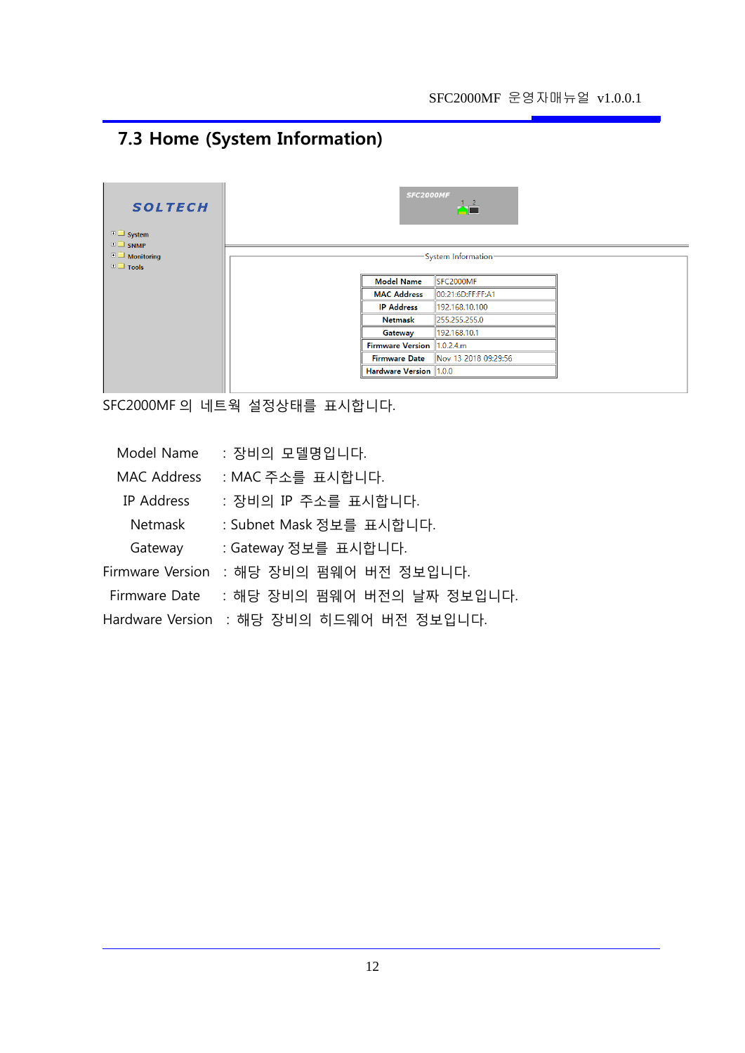## 7.3 Home (System Information)

| Model Name | SFC2000MF |
| --- | --- |
| MAC Address | 00:21:6D:FF:FF:A1 |
| IP Address | 192.168.10.100 |
| Netmask | 255.255.255.0 |
| Gateway | 192.168.10.1 |
| Firmware Version | 1.0.2.4.m |
| Firmware Date | Nov 13 2018 09:29:56 |
| Hardware Version | 1.0.0 |

SFC2000MF 의 네트웍 설정상태를 표시합니다.

Model Name : 장비의 모델명입니다.

MAC Address : MAC 주소를 표시합니다.

IP Address : 장비의 IP 주소를 표시합니다.

Netmask : Subnet Mask 정보를 표시합니다.

Gateway : Gateway 정보를 표시합니다.

Firmware Version : 해당 장비의 펌웨어 버전 정보입니다.

Firmware Date : 해당 장비의 펌웨어 버전의 날짜 정보입니다.

Hardware Version : 해당 장비의 히드웨어 버전 정보입니다.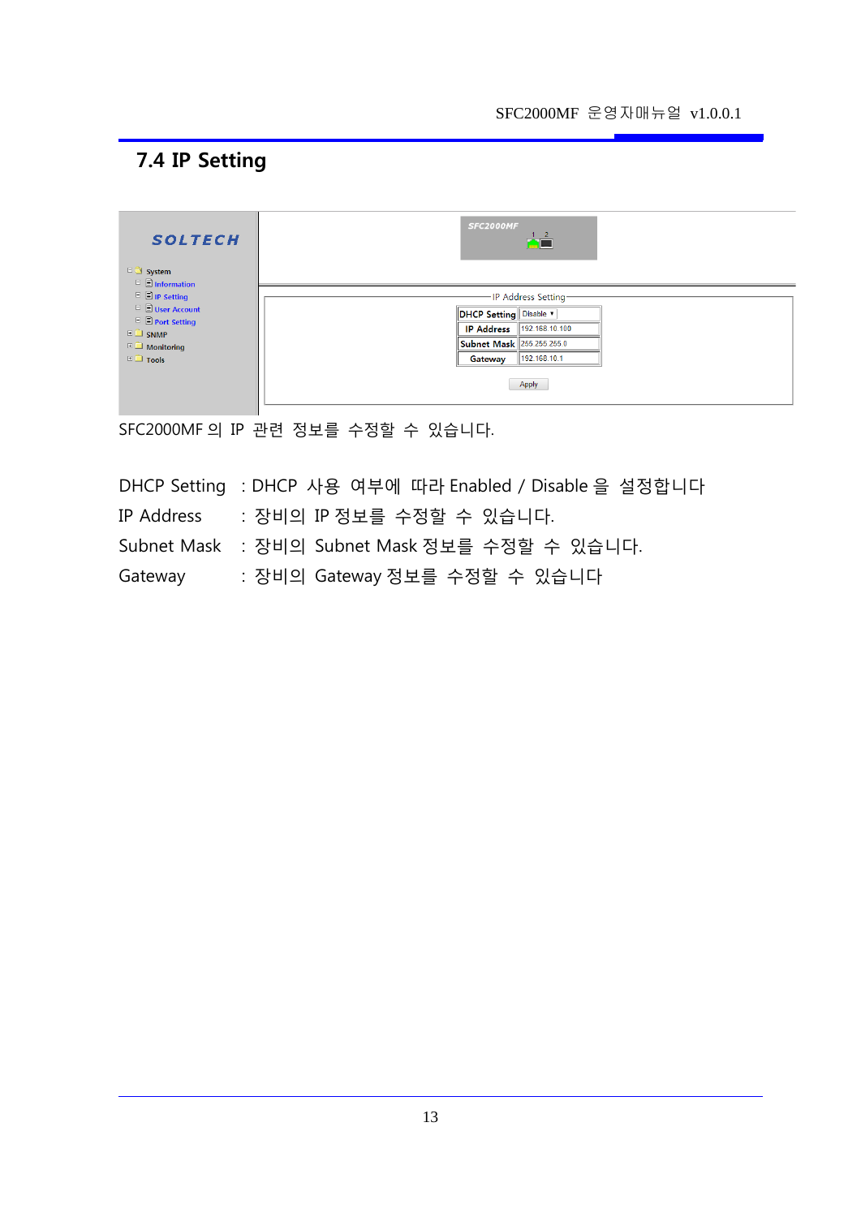## 7.4 IP Setting

SFC2000MF 의 IP 관련 정보를 수정할 수 있습니다.

DHCP Setting : DHCP 사용 여부에 따라 Enabled / Disable 을 설정합니다

IP Address : 장비의 IP 정보를 수정할 수 있습니다.

Subnet Mask : 장비의 Subnet Mask 정보를 수정할 수 있습니다.

Gateway : 장비의 Gateway 정보를 수정할 수 있습니다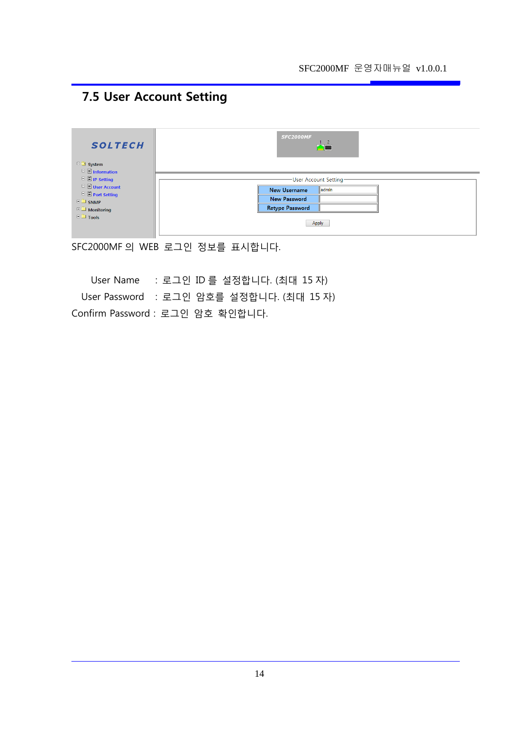## 7.5 User Account Setting

SFC2000MF 의 WEB 로그인 정보를 표시합니다.

User Name : 로그인 ID 를 설정합니다. (최대 15 자)

User Password : 로그인 암호를 설정합니다. (최대 15 자)

Confirm Password : 로그인 암호 확인합니다.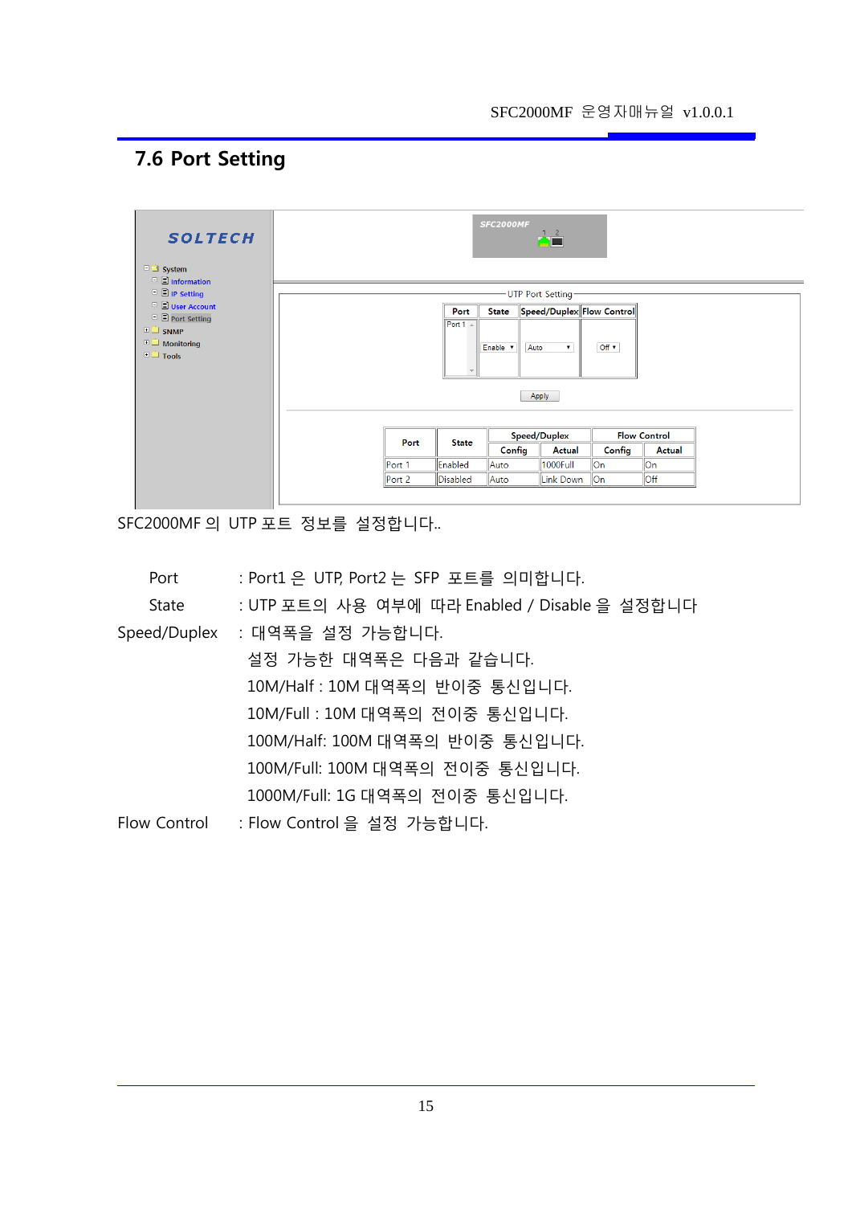## 7.6 Port Setting

SFC2000MF 의 UTP 포트 정보를 설정합니다..

Port　　　: Port1 은 UTP, Port2 는 SFP 포트를 의미합니다.

State　　　: UTP 포트의 사용 여부에 따라 Enabled / Disable 을 설정합니다

Speed/Duplex　: 대역폭을 설정 가능합니다.

설정 가능한 대역폭은 다음과 같습니다.

10M/Half : 10M 대역폭의 반이중 통신입니다.

10M/Full : 10M 대역폭의 전이중 통신입니다.

100M/Half: 100M 대역폭의 반이중 통신입니다.

100M/Full: 100M 대역폭의 전이중 통신입니다.

1000M/Full: 1G 대역폭의 전이중 통신입니다.

Flow Control　: Flow Control 을 설정 가능합니다.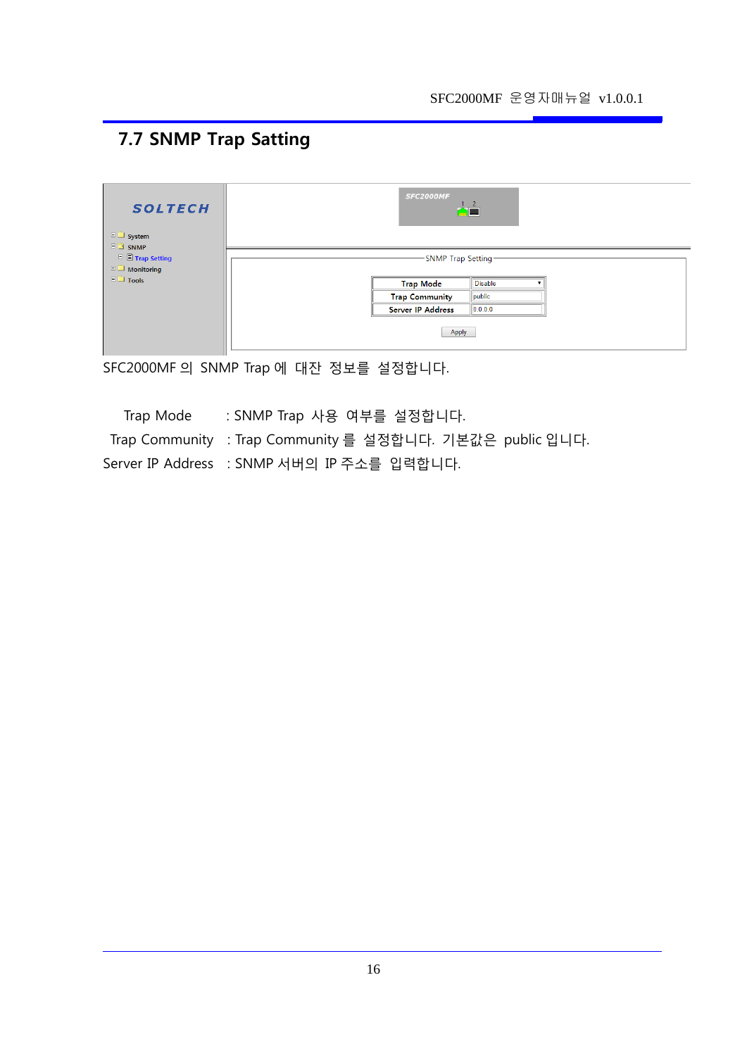## 7.7 SNMP Trap Satting

SFC2000MF 의 SNMP Trap 에 대잔 정보를 설정합니다.

Trap Mode : SNMP Trap 사용 여부를 설정합니다.

Trap Community : Trap Community 를 설정합니다. 기본값은 public 입니다.

Server IP Address : SNMP 서버의 IP 주소를 입력합니다.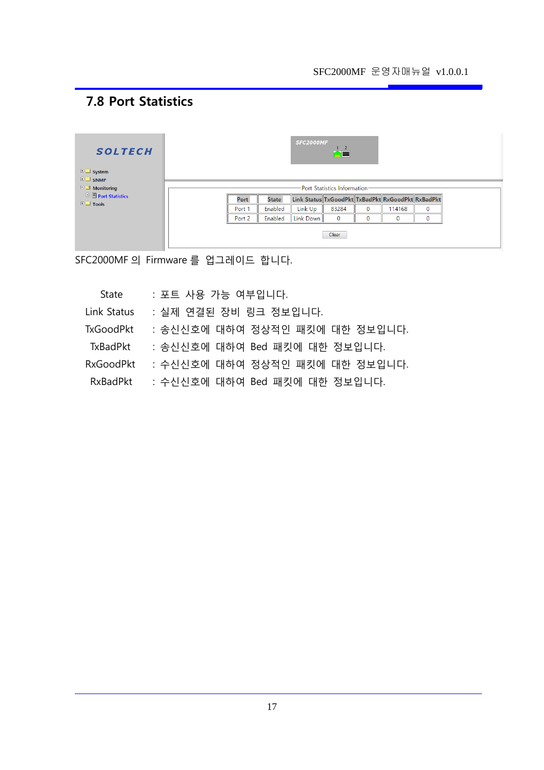## 7.8 Port Statistics

| Port | State | Link Status | TxGoodPkt | TxBadPkt | RxGoodPkt | RxBadPkt |
|---|---|---|---|---|---|---|
| Port 1 | Enabled | Link Up | 83284 | 0 | 114168 | 0 |
| Port 2 | Enabled | Link Down | 0 | 0 | 0 | 0 |

SFC2000MF 의 Firmware 를 업그레이드 합니다.

- State : 포트 사용 가능 여부입니다.
- Link Status : 실제 연결된 장비 링크 정보입니다.
- TxGoodPkt : 송신신호에 대하여 정상적인 패킷에 대한 정보입니다.
- TxBadPkt : 송신신호에 대하여 Bed 패킷에 대한 정보입니다.
- RxGoodPkt : 수신신호에 대하여 정상적인 패킷에 대한 정보입니다.
- RxBadPkt : 수신신호에 대하여 Bed 패킷에 대한 정보입니다.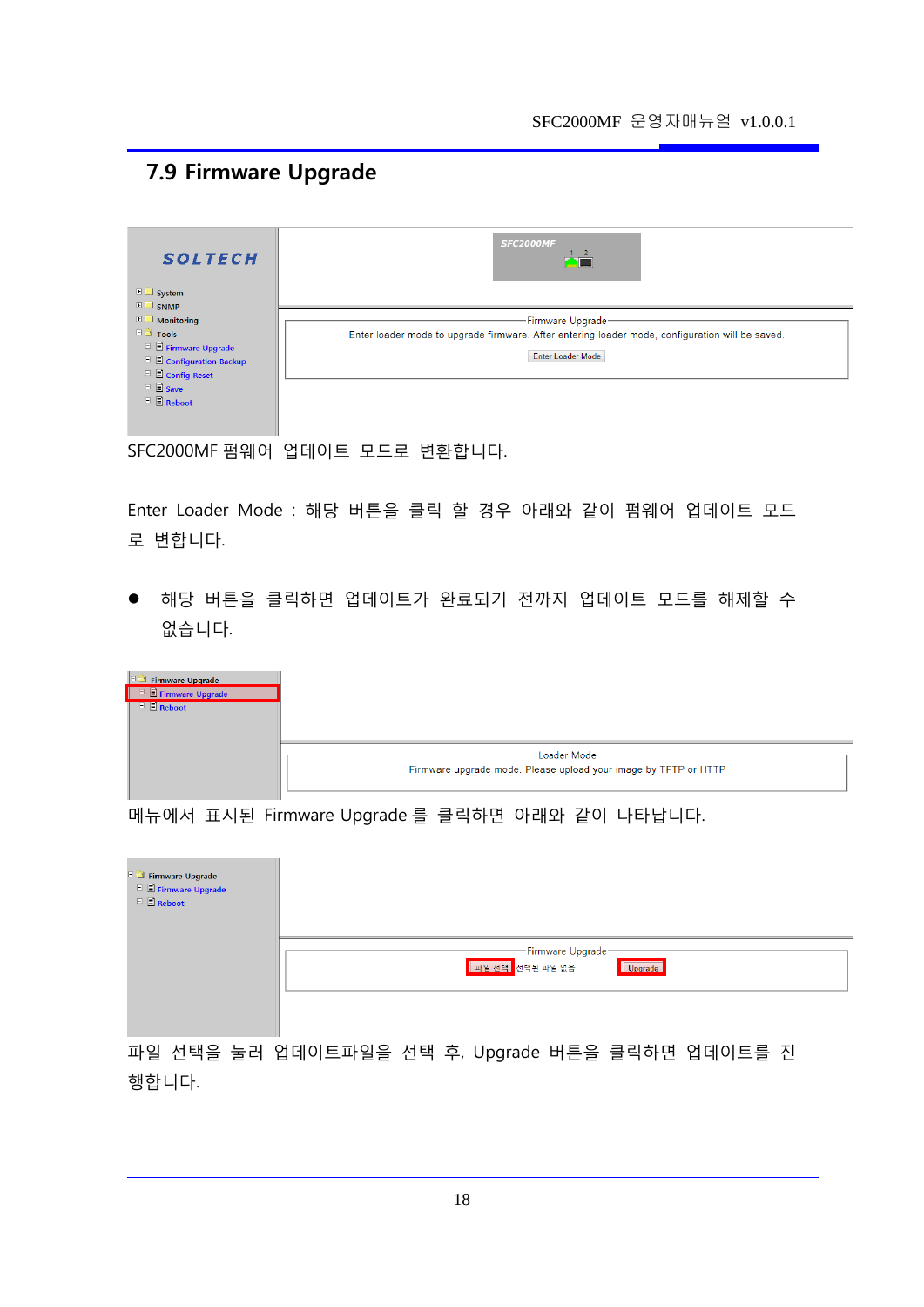## 7.9 Firmware Upgrade

SFC2000MF 펌웨어 업데이트 모드로 변환합니다.

Enter Loader Mode : 해당 버튼을 클릭 할 경우 아래와 같이 펌웨어 업데이트 모드로 변합니다.

- 해당 버튼을 클릭하면 업데이트가 완료되기 전까지 업데이트 모드를 해제할 수 없습니다.

메뉴에서 표시된 Firmware Upgrade 를 클릭하면 아래와 같이 나타납니다.

파일 선택을 눌러 업데이트파일을 선택 후, Upgrade 버튼을 클릭하면 업데이트를 진행합니다.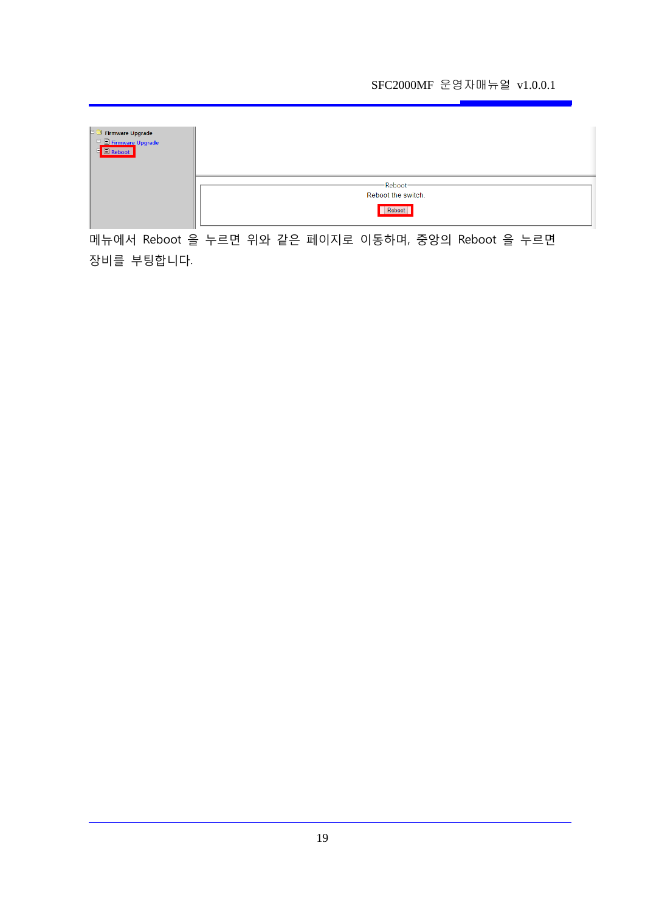메뉴에서 Reboot 을 누르면 위와 같은 페이지로 이동하며, 중앙의 Reboot 을 누르면 장비를 부팅합니다.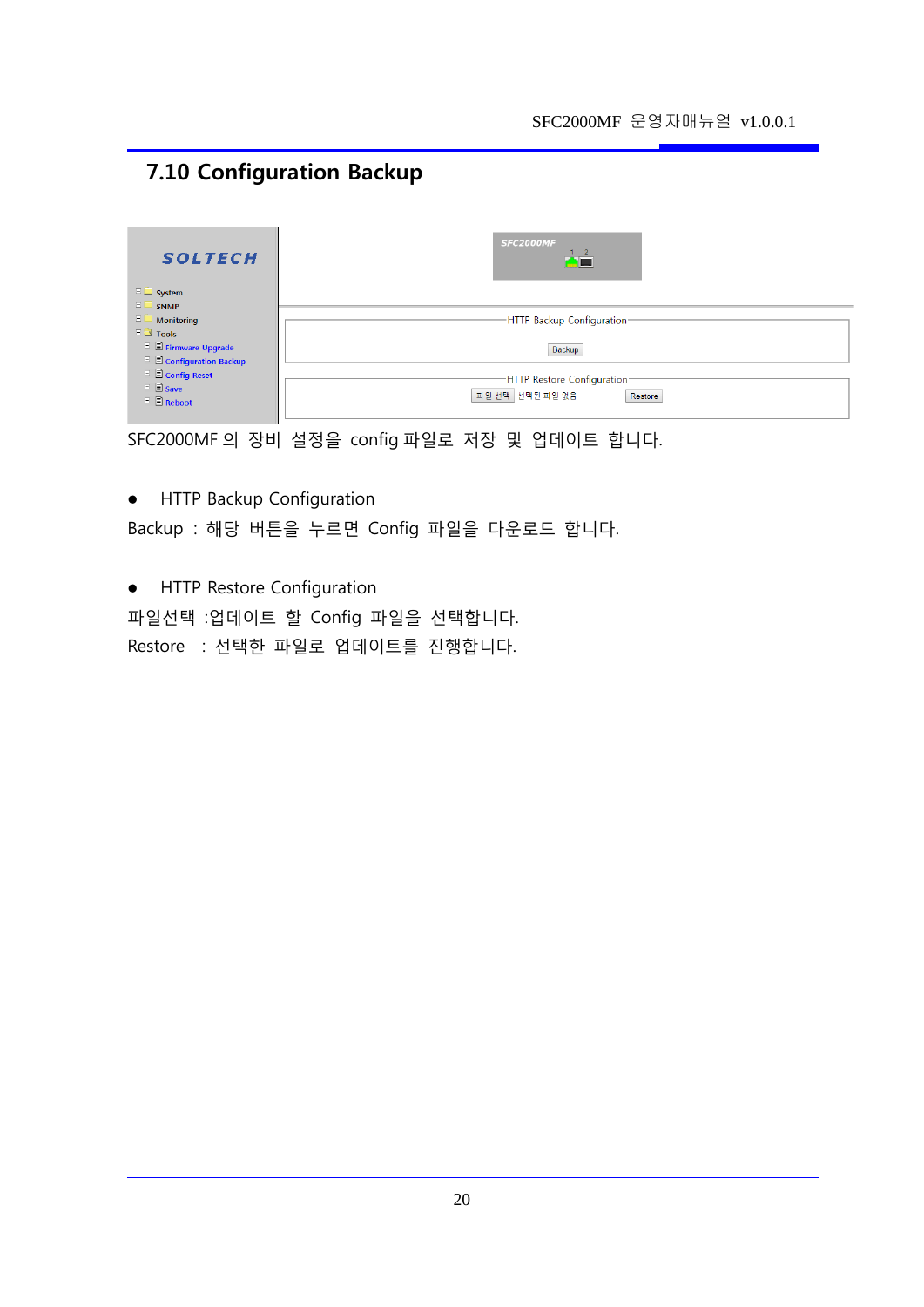## 7.10 Configuration Backup

SFC2000MF 의 장비 설정을 config 파일로 저장 및 업데이트 합니다.

- HTTP Backup Configuration

Backup : 해당 버튼을 누르면 Config 파일을 다운로드 합니다.

- HTTP Restore Configuration

파일선택 :업데이트 할 Config 파일을 선택합니다.

Restore : 선택한 파일로 업데이트를 진행합니다.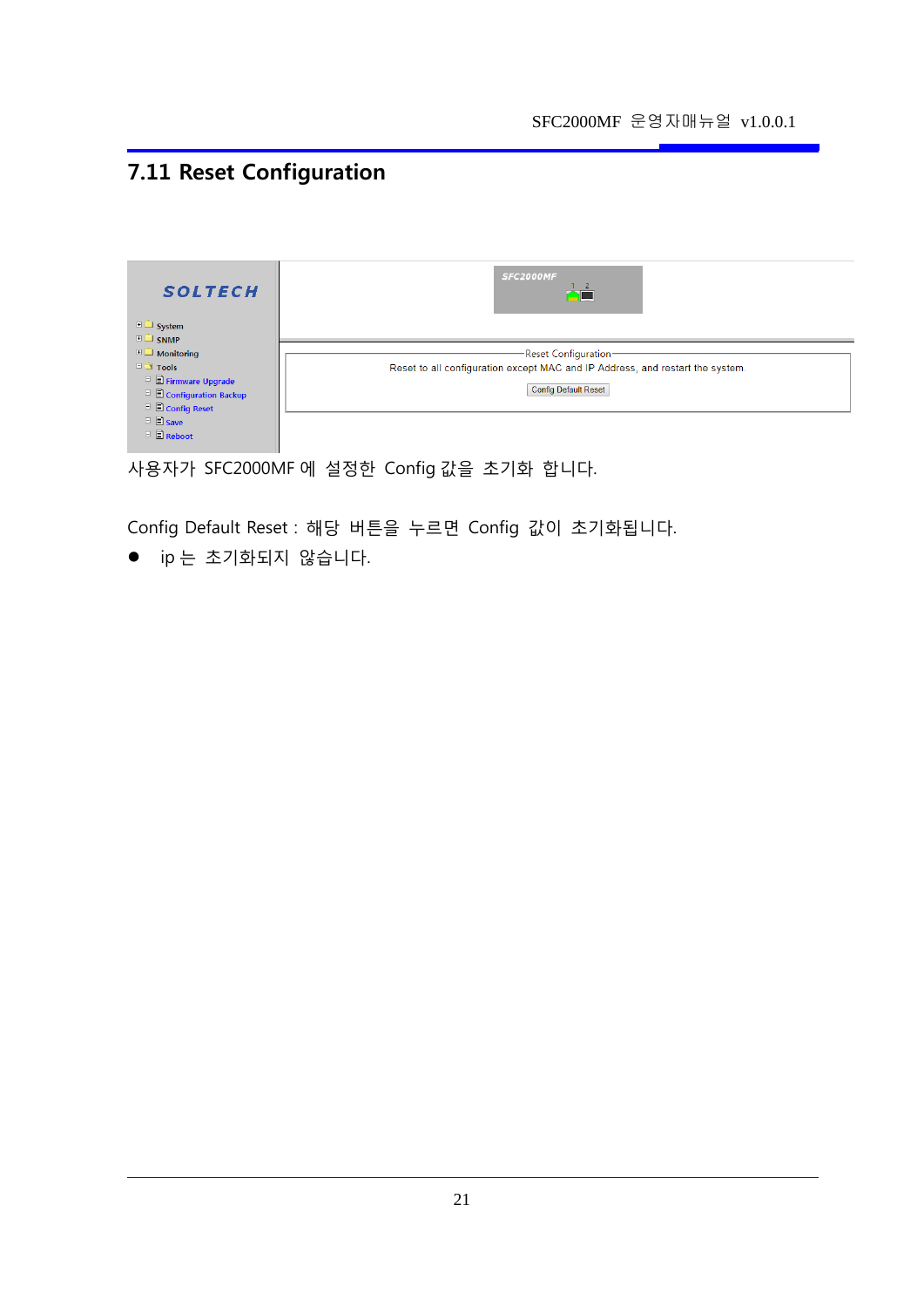## 7.11 Reset Configuration

사용자가 SFC2000MF 에 설정한 Config 값을 초기화 합니다.

Config Default Reset : 해당 버튼을 누르면 Config 값이 초기화됩니다.

- ip 는 초기화되지 않습니다.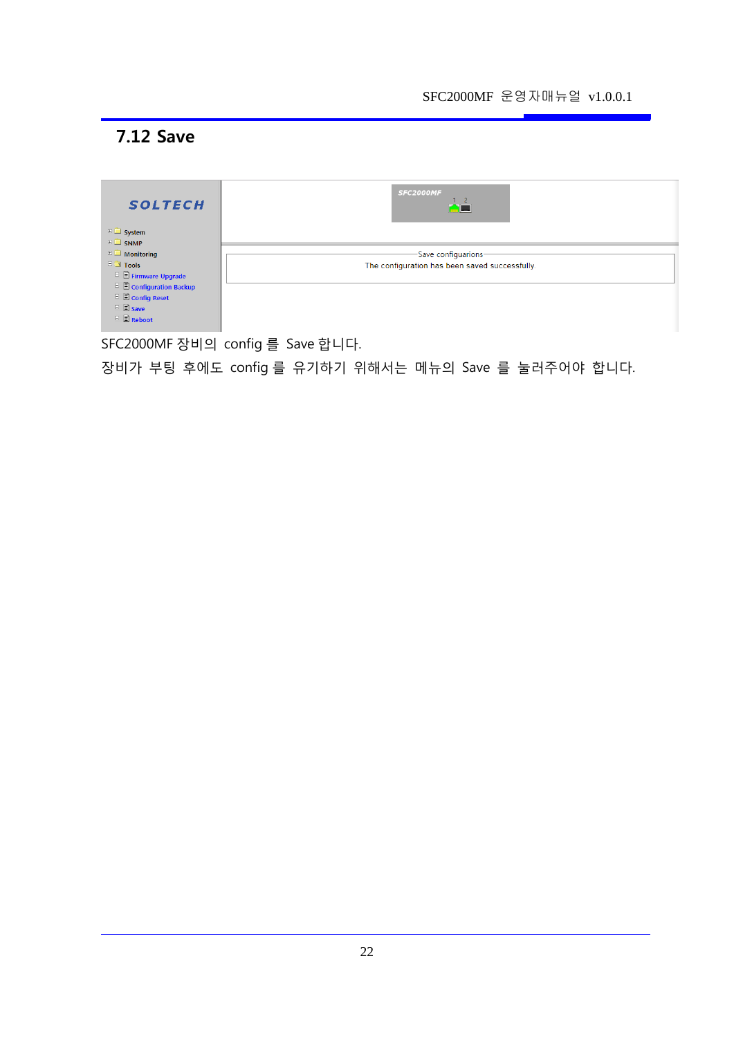## 7.12 Save

SFC2000MF 장비의 config 를 Save 합니다.

장비가 부팅 후에도 config 를 유기하기 위해서는 메뉴의 Save 를 눌러주어야 합니다.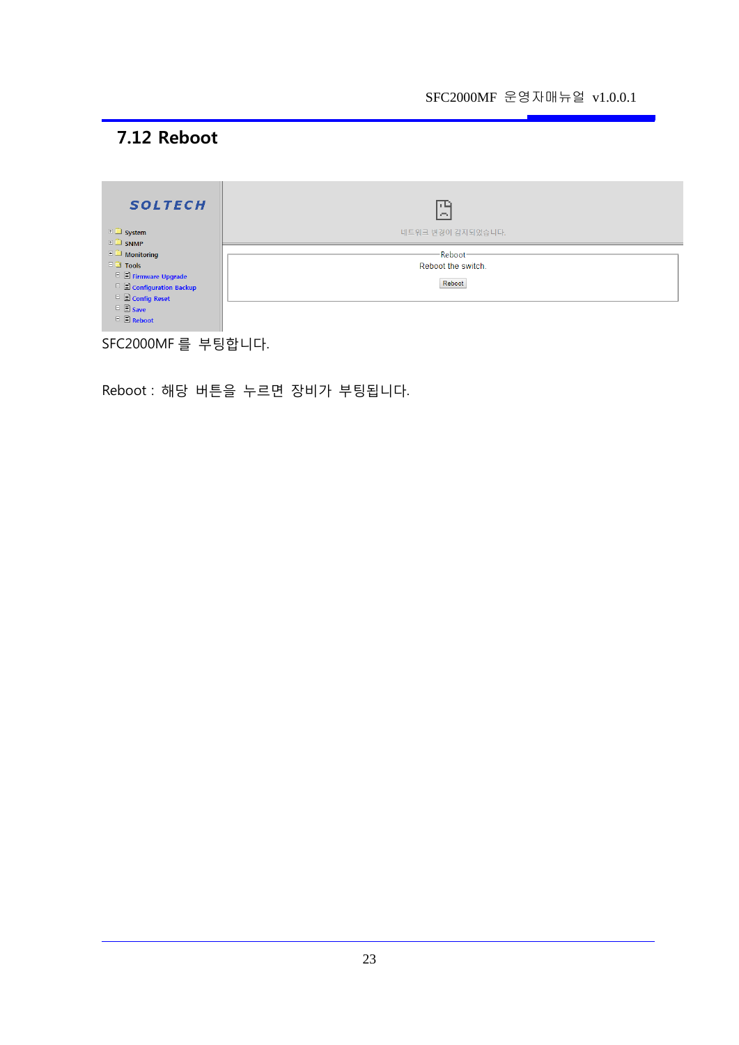## 7.12 Reboot

SFC2000MF 를 부팅합니다.

Reboot : 해당 버튼을 누르면 장비가 부팅됩니다.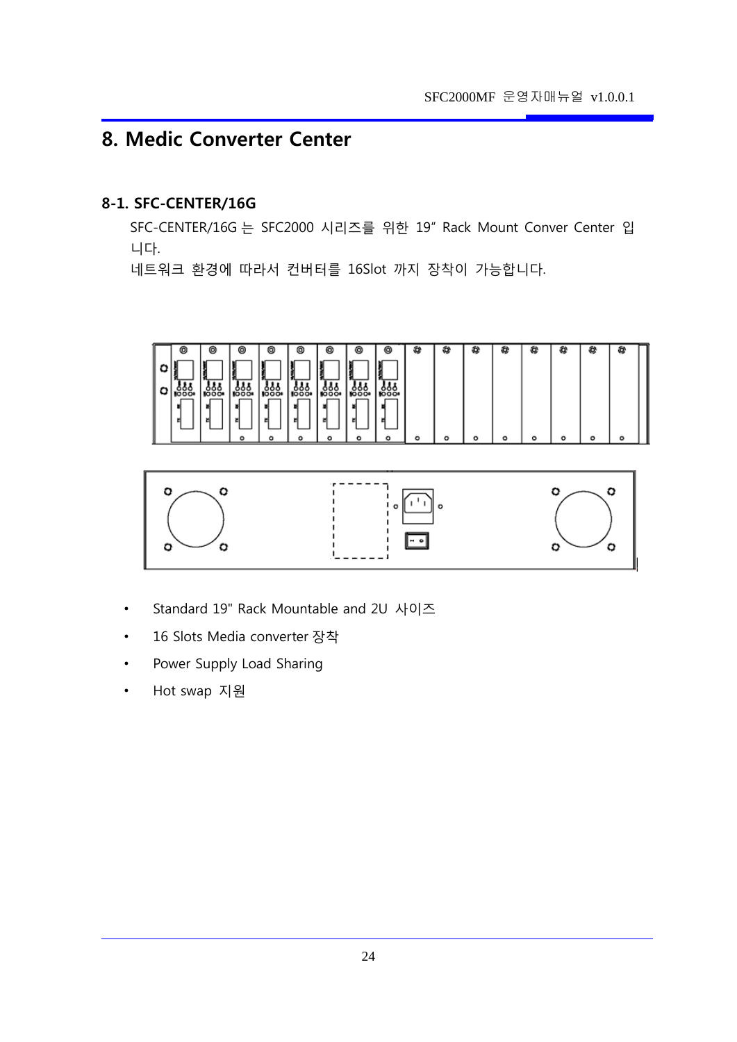# 8. Medic Converter Center

## 8-1. SFC-CENTER/16G

SFC-CENTER/16G 는 SFC2000 시리즈를 위한 19" Rack Mount Conver Center 입니다.

네트워크 환경에 따라서 컨버터를 16Slot 까지 장착이 가능합니다.

- Standard 19" Rack Mountable and 2U 사이즈
- 16 Slots Media converter 장착
- Power Supply Load Sharing
- Hot swap 지원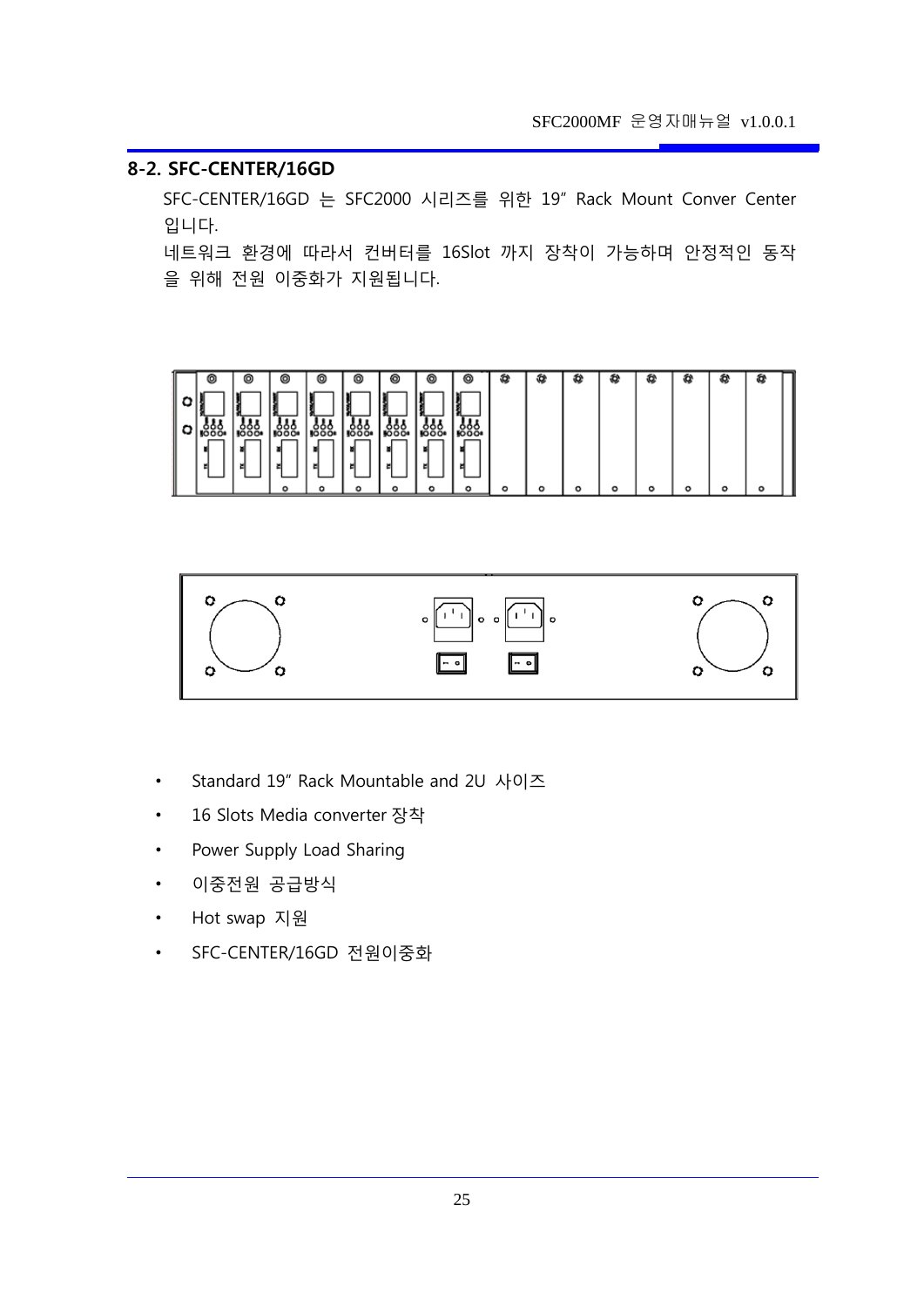## 8-2. SFC-CENTER/16GD

SFC-CENTER/16GD 는 SFC2000 시리즈를 위한 19" Rack Mount Conver Center 입니다.

네트워크 환경에 따라서 컨버터를 16Slot 까지 장착이 가능하며 안정적인 동작을 위해 전원 이중화가 지원됩니다.

- Standard 19" Rack Mountable and 2U 사이즈
- 16 Slots Media converter 장착
- Power Supply Load Sharing
- 이중전원 공급방식
- Hot swap 지원
- SFC-CENTER/16GD 전원이중화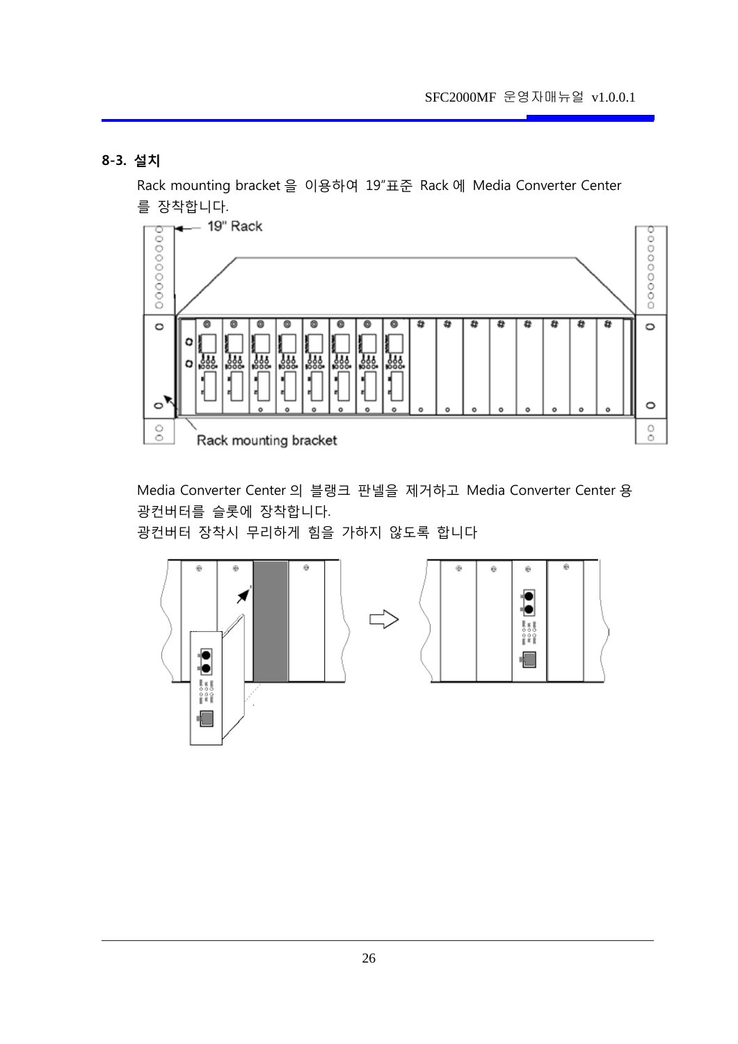## 8-3. 설치

Rack mounting bracket 을 이용하여 19"표준 Rack 에 Media Converter Center 를 장착합니다.

19" Rack

Rack mounting bracket

Media Converter Center 의 블랭크 판넬을 제거하고 Media Converter Center 용 광컨버터를 슬롯에 장착합니다.
광컨버터 장착시 무리하게 힘을 가하지 않도록 합니다